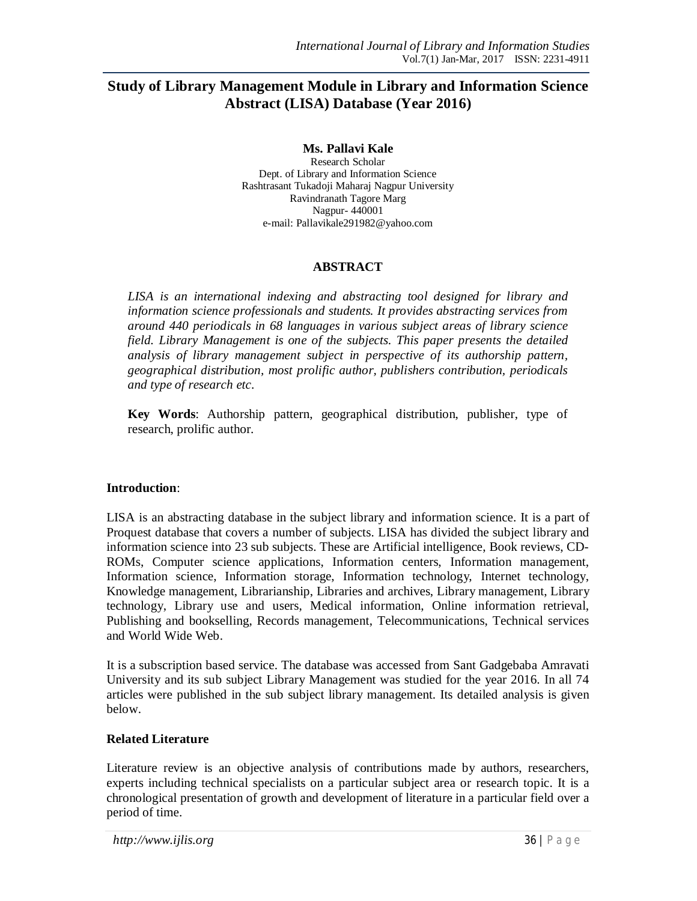# Study of Library Management Module in Library and Information Science Abstract (LISA) Database (Year 2016)

**Ms. Pallavi Kale**
Research Scholar
Dept. of Library and Information Science
Rashtrasant Tukadoji Maharaj Nagpur University
Ravindranath Tagore Marg
Nagpur- 440001
e-mail: Pallavikale291982@yahoo.com

## ABSTRACT

*LISA is an international indexing and abstracting tool designed for library and information science professionals and students. It provides abstracting services from around 440 periodicals in 68 languages in various subject areas of library science field. Library Management is one of the subjects. This paper presents the detailed analysis of library management subject in perspective of its authorship pattern, geographical distribution, most prolific author, publishers contribution, periodicals and type of research etc.*

**Key Words**: Authorship pattern, geographical distribution, publisher, type of research, prolific author.

## Introduction:

LISA is an abstracting database in the subject library and information science. It is a part of Proquest database that covers a number of subjects. LISA has divided the subject library and information science into 23 sub subjects. These are Artificial intelligence, Book reviews, CD-ROMs, Computer science applications, Information centers, Information management, Information science, Information storage, Information technology, Internet technology, Knowledge management, Librarianship, Libraries and archives, Library management, Library technology, Library use and users, Medical information, Online information retrieval, Publishing and bookselling, Records management, Telecommunications, Technical services and World Wide Web.

It is a subscription based service. The database was accessed from Sant Gadgebaba Amravati University and its sub subject Library Management was studied for the year 2016. In all 74 articles were published in the sub subject library management. Its detailed analysis is given below.

## Related Literature

Literature review is an objective analysis of contributions made by authors, researchers, experts including technical specialists on a particular subject area or research topic. It is a chronological presentation of growth and development of literature in a particular field over a period of time.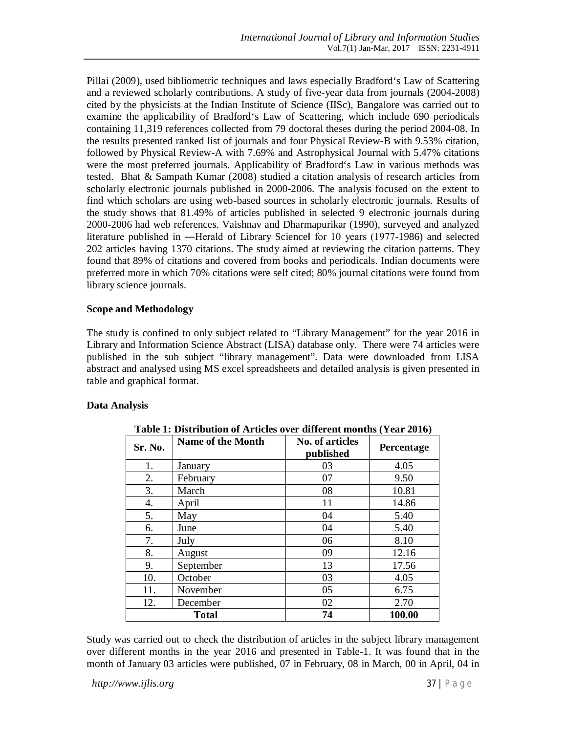Pillai (2009), used bibliometric techniques and laws especially Bradford's Law of Scattering and a reviewed scholarly contributions. A study of five-year data from journals (2004-2008) cited by the physicists at the Indian Institute of Science (IISc), Bangalore was carried out to examine the applicability of Bradford's Law of Scattering, which include 690 periodicals containing 11,319 references collected from 79 doctoral theses during the period 2004-08. In the results presented ranked list of journals and four Physical Review-B with 9.53% citation, followed by Physical Review-A with 7.69% and Astrophysical Journal with 5.47% citations were the most preferred journals. Applicability of Bradford's Law in various methods was tested. Bhat & Sampath Kumar (2008) studied a citation analysis of research articles from scholarly electronic journals published in 2000-2006. The analysis focused on the extent to find which scholars are using web-based sources in scholarly electronic journals. Results of the study shows that 81.49% of articles published in selected 9 electronic journals during 2000-2006 had web references. Vaishnav and Dharmapurikar (1990), surveyed and analyzed literature published in ―Herald of Library Science‖ for 10 years (1977-1986) and selected 202 articles having 1370 citations. The study aimed at reviewing the citation patterns. They found that 89% of citations and covered from books and periodicals. Indian documents were preferred more in which 70% citations were self cited; 80% journal citations were found from library science journals.

**Scope and Methodology**

The study is confined to only subject related to "Library Management" for the year 2016 in Library and Information Science Abstract (LISA) database only. There were 74 articles were published in the sub subject "library management". Data were downloaded from LISA abstract and analysed using MS excel spreadsheets and detailed analysis is given presented in table and graphical format.

**Data Analysis**

**Table 1: Distribution of Articles over different months (Year 2016)**

| Sr. No. | Name of the Month | No. of articles published | Percentage |
|---|---|---|---|
| 1. | January | 03 | 4.05 |
| 2. | February | 07 | 9.50 |
| 3. | March | 08 | 10.81 |
| 4. | April | 11 | 14.86 |
| 5. | May | 04 | 5.40 |
| 6. | June | 04 | 5.40 |
| 7. | July | 06 | 8.10 |
| 8. | August | 09 | 12.16 |
| 9. | September | 13 | 17.56 |
| 10. | October | 03 | 4.05 |
| 11. | November | 05 | 6.75 |
| 12. | December | 02 | 2.70 |
| **Total** | | **74** | **100.00** |

Study was carried out to check the distribution of articles in the subject library management over different months in the year 2016 and presented in Table-1. It was found that in the month of January 03 articles were published, 07 in February, 08 in March, 00 in April, 04 in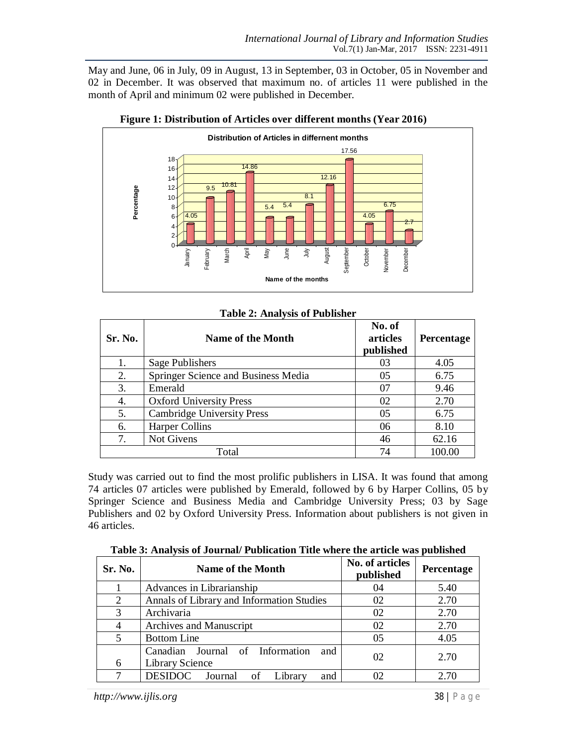May and June, 06 in July, 09 in August, 13 in September, 03 in October, 05 in November and 02 in December. It was observed that maximum no. of articles 11 were published in the month of April and minimum 02 were published in December.

**Figure 1: Distribution of Articles over different months (Year 2016)**

**Table 2: Analysis of Publisher**

| Sr. No. | Name of the Month | No. of articles published | Percentage |
|---|---|---|---|
| 1. | Sage Publishers | 03 | 4.05 |
| 2. | Springer Science and Business Media | 05 | 6.75 |
| 3. | Emerald | 07 | 9.46 |
| 4. | Oxford University Press | 02 | 2.70 |
| 5. | Cambridge University Press | 05 | 6.75 |
| 6. | Harper Collins | 06 | 8.10 |
| 7. | Not Givens | 46 | 62.16 |
| Total | | 74 | 100.00 |

Study was carried out to find the most prolific publishers in LISA. It was found that among 74 articles 07 articles were published by Emerald, followed by 6 by Harper Collins, 05 by Springer Science and Business Media and Cambridge University Press; 03 by Sage Publishers and 02 by Oxford University Press. Information about publishers is not given in 46 articles.

**Table 3: Analysis of Journal/ Publication Title where the article was published**

| Sr. No. | Name of the Month | No. of articles published | Percentage |
|---|---|---|---|
| 1 | Advances in Librarianship | 04 | 5.40 |
| 2 | Annals of Library and Information Studies | 02 | 2.70 |
| 3 | Archivaria | 02 | 2.70 |
| 4 | Archives and Manuscript | 02 | 2.70 |
| 5 | Bottom Line | 05 | 4.05 |
| 6 | Canadian Journal of Information and Library Science | 02 | 2.70 |
| 7 | DESIDOC Journal of Library and | 02 | 2.70 |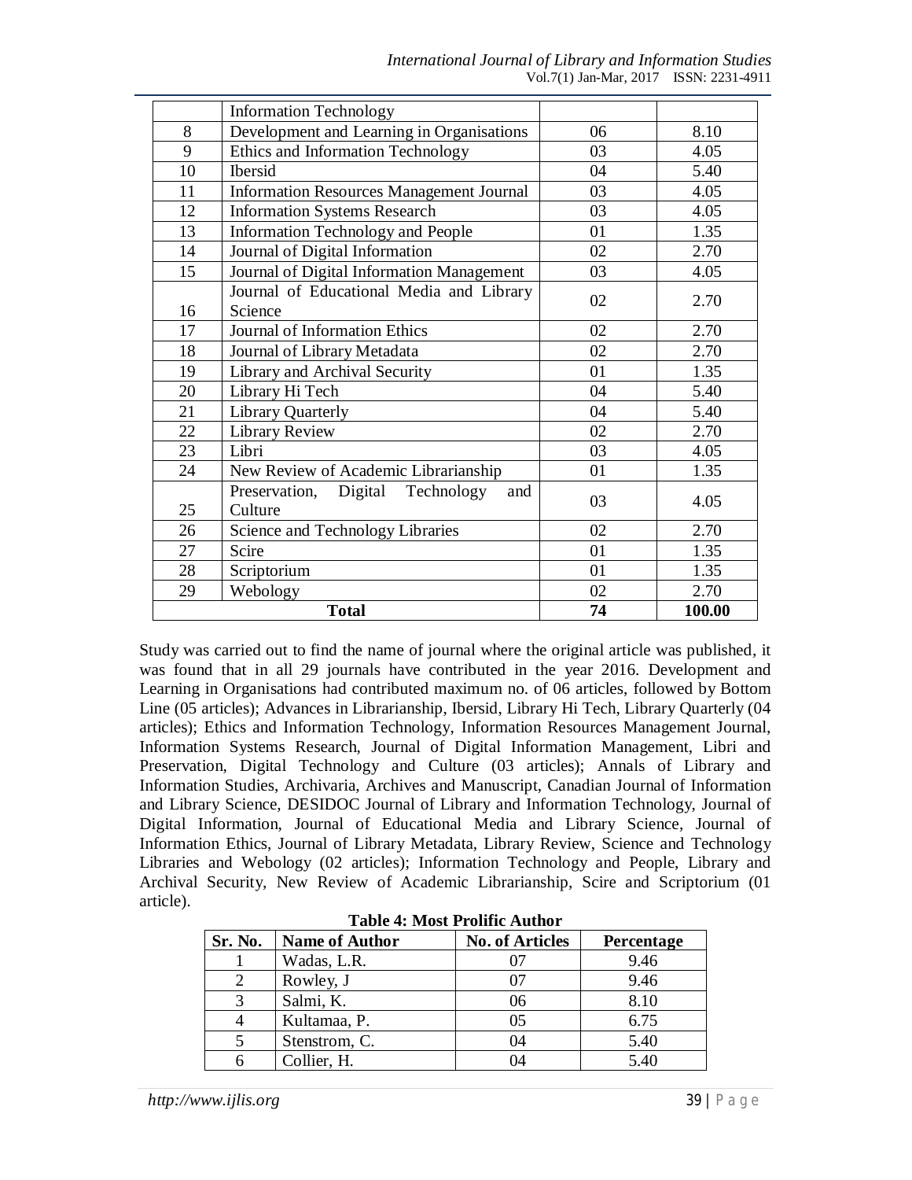| | Information Technology | | |
|---|---|---|---|
| 8 | Development and Learning in Organisations | 06 | 8.10 |
| 9 | Ethics and Information Technology | 03 | 4.05 |
| 10 | Ibersid | 04 | 5.40 |
| 11 | Information Resources Management Journal | 03 | 4.05 |
| 12 | Information Systems Research | 03 | 4.05 |
| 13 | Information Technology and People | 01 | 1.35 |
| 14 | Journal of Digital Information | 02 | 2.70 |
| 15 | Journal of Digital Information Management | 03 | 4.05 |
| 16 | Journal of Educational Media and Library Science | 02 | 2.70 |
| 17 | Journal of Information Ethics | 02 | 2.70 |
| 18 | Journal of Library Metadata | 02 | 2.70 |
| 19 | Library and Archival Security | 01 | 1.35 |
| 20 | Library Hi Tech | 04 | 5.40 |
| 21 | Library Quarterly | 04 | 5.40 |
| 22 | Library Review | 02 | 2.70 |
| 23 | Libri | 03 | 4.05 |
| 24 | New Review of Academic Librarianship | 01 | 1.35 |
| 25 | Preservation, Digital Technology and Culture | 03 | 4.05 |
| 26 | Science and Technology Libraries | 02 | 2.70 |
| 27 | Scire | 01 | 1.35 |
| 28 | Scriptorium | 01 | 1.35 |
| 29 | Webology | 02 | 2.70 |
| **Total** | | **74** | **100.00** |

Study was carried out to find the name of journal where the original article was published, it was found that in all 29 journals have contributed in the year 2016. Development and Learning in Organisations had contributed maximum no. of 06 articles, followed by Bottom Line (05 articles); Advances in Librarianship, Ibersid, Library Hi Tech, Library Quarterly (04 articles); Ethics and Information Technology, Information Resources Management Journal, Information Systems Research, Journal of Digital Information Management, Libri and Preservation, Digital Technology and Culture (03 articles); Annals of Library and Information Studies, Archivaria, Archives and Manuscript, Canadian Journal of Information and Library Science, DESIDOC Journal of Library and Information Technology, Journal of Digital Information, Journal of Educational Media and Library Science, Journal of Information Ethics, Journal of Library Metadata, Library Review, Science and Technology Libraries and Webology (02 articles); Information Technology and People, Library and Archival Security, New Review of Academic Librarianship, Scire and Scriptorium (01 article).

**Table 4: Most Prolific Author**

| Sr. No. | Name of Author | No. of Articles | Percentage |
|---|---|---|---|
| 1 | Wadas, L.R. | 07 | 9.46 |
| 2 | Rowley, J | 07 | 9.46 |
| 3 | Salmi, K. | 06 | 8.10 |
| 4 | Kultamaa, P. | 05 | 6.75 |
| 5 | Stenstrom, C. | 04 | 5.40 |
| 6 | Collier, H. | 04 | 5.40 |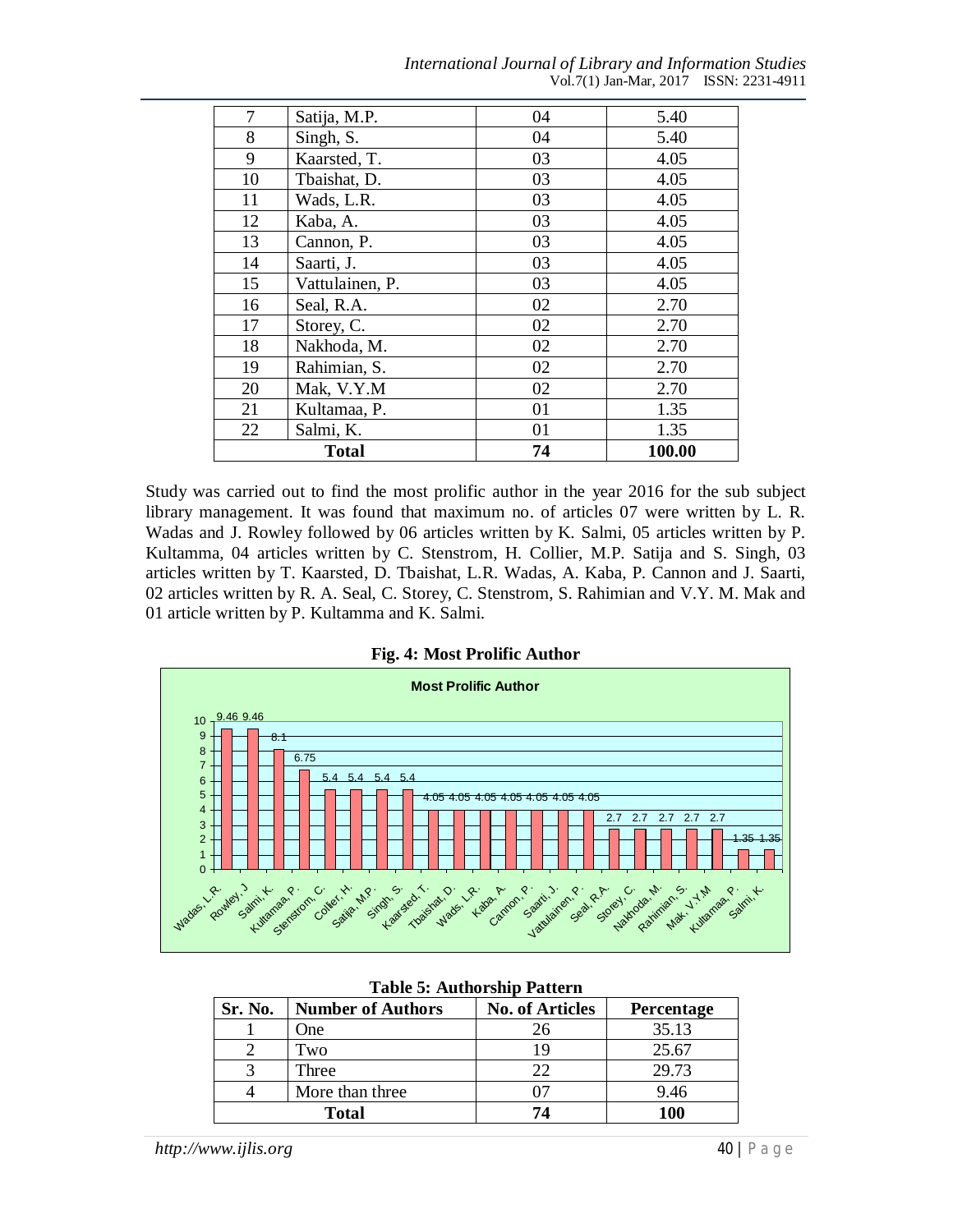| 7 | Satija, M.P. | 04 | 5.40 |
|---|---|---|---|
| 8 | Singh, S. | 04 | 5.40 |
| 9 | Kaarsted, T. | 03 | 4.05 |
| 10 | Tbaishat, D. | 03 | 4.05 |
| 11 | Wads, L.R. | 03 | 4.05 |
| 12 | Kaba, A. | 03 | 4.05 |
| 13 | Cannon, P. | 03 | 4.05 |
| 14 | Saarti, J. | 03 | 4.05 |
| 15 | Vattulainen, P. | 03 | 4.05 |
| 16 | Seal, R.A. | 02 | 2.70 |
| 17 | Storey, C. | 02 | 2.70 |
| 18 | Nakhoda, M. | 02 | 2.70 |
| 19 | Rahimian, S. | 02 | 2.70 |
| 20 | Mak, V.Y.M | 02 | 2.70 |
| 21 | Kultamaa, P. | 01 | 1.35 |
| 22 | Salmi, K. | 01 | 1.35 |
| **Total** | | **74** | **100.00** |

Study was carried out to find the most prolific author in the year 2016 for the sub subject library management. It was found that maximum no. of articles 07 were written by L. R. Wadas and J. Rowley followed by 06 articles written by K. Salmi, 05 articles written by P. Kultamma, 04 articles written by C. Stenstrom, H. Collier, M.P. Satija and S. Singh, 03 articles written by T. Kaarsted, D. Tbaishat, L.R. Wadas, A. Kaba, P. Cannon and J. Saarti, 02 articles written by R. A. Seal, C. Storey, C. Stenstrom, S. Rahimian and V.Y. M. Mak and 01 article written by P. Kultamma and K. Salmi.

**Fig. 4: Most Prolific Author**

**Table 5: Authorship Pattern**

| Sr. No. | Number of Authors | No. of Articles | Percentage |
|---|---|---|---|
| 1 | One | 26 | 35.13 |
| 2 | Two | 19 | 25.67 |
| 3 | Three | 22 | 29.73 |
| 4 | More than three | 07 | 9.46 |
| **Total** | | **74** | **100** |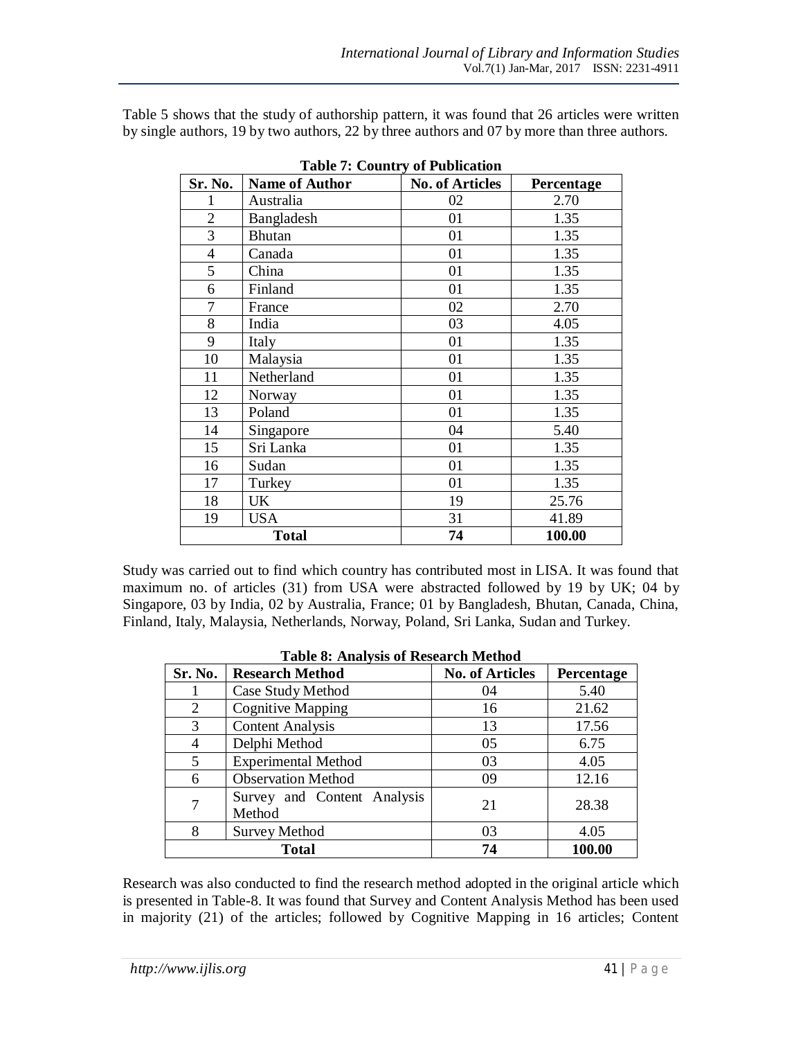Table 5 shows that the study of authorship pattern, it was found that 26 articles were written by single authors, 19 by two authors, 22 by three authors and 07 by more than three authors.

**Table 7: Country of Publication**

| Sr. No. | Name of Author | No. of Articles | Percentage |
|---|---|---|---|
| 1 | Australia | 02 | 2.70 |
| 2 | Bangladesh | 01 | 1.35 |
| 3 | Bhutan | 01 | 1.35 |
| 4 | Canada | 01 | 1.35 |
| 5 | China | 01 | 1.35 |
| 6 | Finland | 01 | 1.35 |
| 7 | France | 02 | 2.70 |
| 8 | India | 03 | 4.05 |
| 9 | Italy | 01 | 1.35 |
| 10 | Malaysia | 01 | 1.35 |
| 11 | Netherland | 01 | 1.35 |
| 12 | Norway | 01 | 1.35 |
| 13 | Poland | 01 | 1.35 |
| 14 | Singapore | 04 | 5.40 |
| 15 | Sri Lanka | 01 | 1.35 |
| 16 | Sudan | 01 | 1.35 |
| 17 | Turkey | 01 | 1.35 |
| 18 | UK | 19 | 25.76 |
| 19 | USA | 31 | 41.89 |
| **Total** | | **74** | **100.00** |

Study was carried out to find which country has contributed most in LISA. It was found that maximum no. of articles (31) from USA were abstracted followed by 19 by UK; 04 by Singapore, 03 by India, 02 by Australia, France; 01 by Bangladesh, Bhutan, Canada, China, Finland, Italy, Malaysia, Netherlands, Norway, Poland, Sri Lanka, Sudan and Turkey.

**Table 8: Analysis of Research Method**

| Sr. No. | Research Method | No. of Articles | Percentage |
|---|---|---|---|
| 1 | Case Study Method | 04 | 5.40 |
| 2 | Cognitive Mapping | 16 | 21.62 |
| 3 | Content Analysis | 13 | 17.56 |
| 4 | Delphi Method | 05 | 6.75 |
| 5 | Experimental Method | 03 | 4.05 |
| 6 | Observation Method | 09 | 12.16 |
| 7 | Survey and Content Analysis Method | 21 | 28.38 |
| 8 | Survey Method | 03 | 4.05 |
| **Total** | | **74** | **100.00** |

Research was also conducted to find the research method adopted in the original article which is presented in Table-8. It was found that Survey and Content Analysis Method has been used in majority (21) of the articles; followed by Cognitive Mapping in 16 articles; Content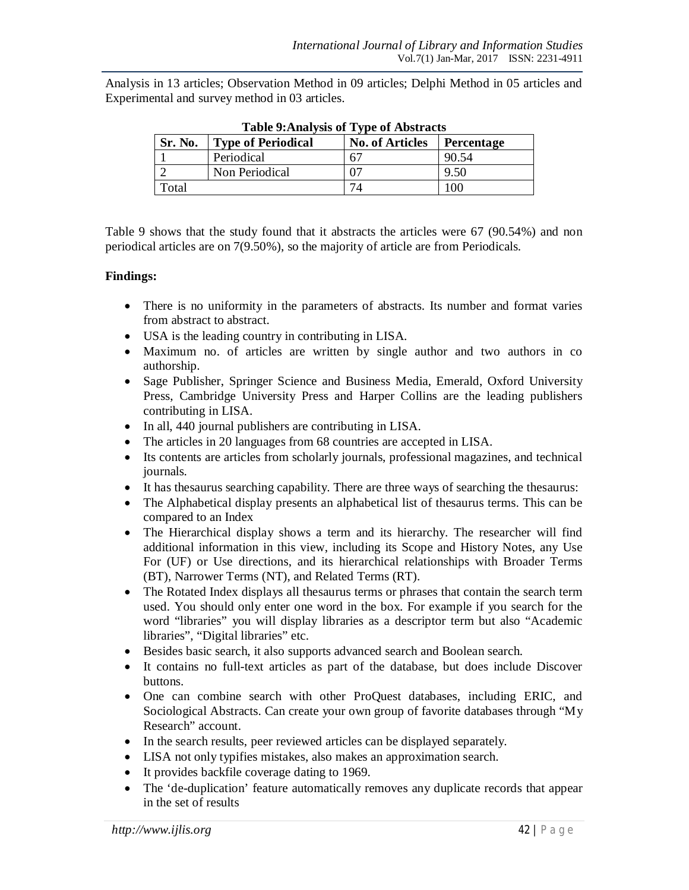Analysis in 13 articles; Observation Method in 09 articles; Delphi Method in 05 articles and Experimental and survey method in 03 articles.

**Table 9:Analysis of Type of Abstracts**

| Sr. No. | Type of Periodical | No. of Articles | Percentage |
|---|---|---|---|
| 1 | Periodical | 67 | 90.54 |
| 2 | Non Periodical | 07 | 9.50 |
| Total | | 74 | 100 |

Table 9 shows that the study found that it abstracts the articles were 67 (90.54%) and non periodical articles are on 7(9.50%), so the majority of article are from Periodicals.

**Findings:**

- There is no uniformity in the parameters of abstracts. Its number and format varies from abstract to abstract.
- USA is the leading country in contributing in LISA.
- Maximum no. of articles are written by single author and two authors in co authorship.
- Sage Publisher, Springer Science and Business Media, Emerald, Oxford University Press, Cambridge University Press and Harper Collins are the leading publishers contributing in LISA.
- In all, 440 journal publishers are contributing in LISA.
- The articles in 20 languages from 68 countries are accepted in LISA.
- Its contents are articles from scholarly journals, professional magazines, and technical journals.
- It has thesaurus searching capability. There are three ways of searching the thesaurus:
- The Alphabetical display presents an alphabetical list of thesaurus terms. This can be compared to an Index
- The Hierarchical display shows a term and its hierarchy. The researcher will find additional information in this view, including its Scope and History Notes, any Use For (UF) or Use directions, and its hierarchical relationships with Broader Terms (BT), Narrower Terms (NT), and Related Terms (RT).
- The Rotated Index displays all thesaurus terms or phrases that contain the search term used. You should only enter one word in the box. For example if you search for the word “libraries” you will display libraries as a descriptor term but also “Academic libraries”, “Digital libraries” etc.
- Besides basic search, it also supports advanced search and Boolean search.
- It contains no full-text articles as part of the database, but does include Discover buttons.
- One can combine search with other ProQuest databases, including ERIC, and Sociological Abstracts. Can create your own group of favorite databases through “My Research” account.
- In the search results, peer reviewed articles can be displayed separately.
- LISA not only typifies mistakes, also makes an approximation search.
- It provides backfile coverage dating to 1969.
- The ‘de-duplication’ feature automatically removes any duplicate records that appear in the set of results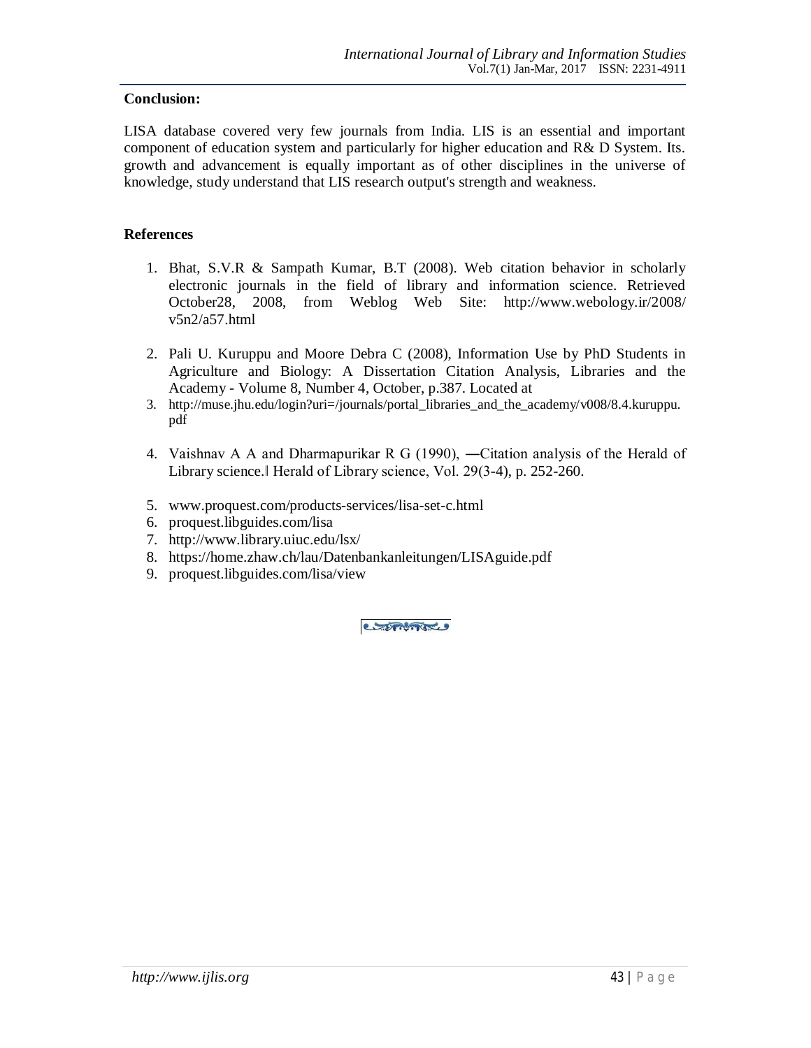**Conclusion:**

LISA database covered very few journals from India. LIS is an essential and important component of education system and particularly for higher education and R& D System. Its. growth and advancement is equally important as of other disciplines in the universe of knowledge, study understand that LIS research output's strength and weakness.

**References**

1. Bhat, S.V.R & Sampath Kumar, B.T (2008). Web citation behavior in scholarly electronic journals in the field of library and information science. Retrieved October28, 2008, from Weblog Web Site: http://www.webology.ir/2008/v5n2/a57.html

2. Pali U. Kuruppu and Moore Debra C (2008), Information Use by PhD Students in Agriculture and Biology: A Dissertation Citation Analysis, Libraries and the Academy - Volume 8, Number 4, October, p.387. Located at
3. http://muse.jhu.edu/login?uri=/journals/portal_libraries_and_the_academy/v008/8.4.kuruppu.pdf

4. Vaishnav A A and Dharmapurikar R G (1990), ―Citation analysis of the Herald of Library science.‖ Herald of Library science, Vol. 29(3-4), p. 252-260.

5. www.proquest.com/products-services/lisa-set-c.html
6. proquest.libguides.com/lisa
7. http://www.library.uiuc.edu/lsx/
8. https://home.zhaw.ch/lau/Datenbankanleitungen/LISAguide.pdf
9. proquest.libguides.com/lisa/view